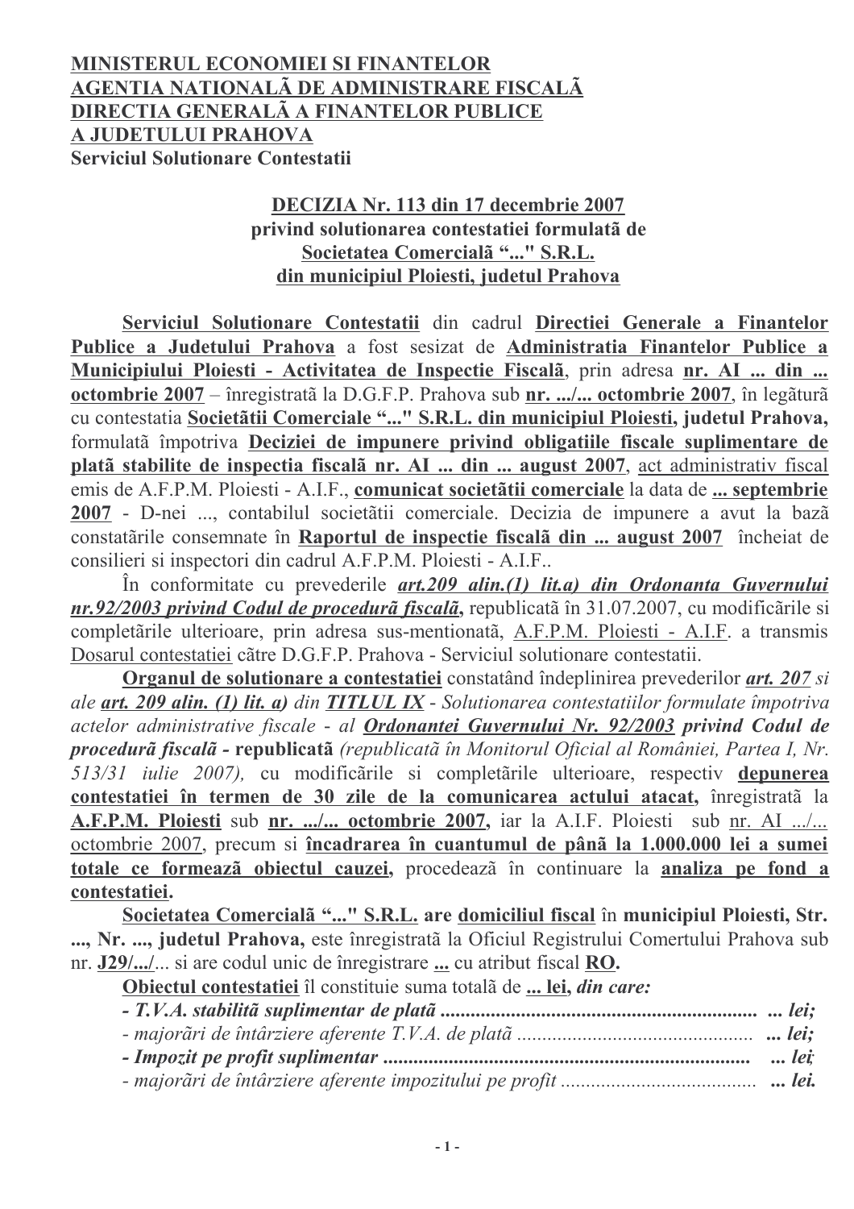**MINISTERUL ECONOMIEI SI FINANTELOR**
**AGENTIA NATIONALĂ DE ADMINISTRARE FISCALĂ**
**DIRECTIA GENERALĂ A FINANTELOR PUBLICE**
**A JUDETULUI PRAHOVA**
**Serviciul Solutionare Contestatii**

**DECIZIA Nr. 113 din 17 decembrie 2007**
**privind solutionarea contestatiei formulată de**
**Societatea Comercială "..." S.R.L.**
**din municipiul Ploiesti, judetul Prahova**

**Serviciul Solutionare Contestatii** din cadrul **Directiei Generale a Finantelor Publice a Judetului Prahova** a fost sesizat de **Administratia Finantelor Publice a Municipiului Ploiesti - Activitatea de Inspectie Fiscală**, prin adresa **nr. AI ... din ... octombrie 2007** – înregistrată la D.G.F.P. Prahova sub **nr. .../... octombrie 2007**, în legătură cu contestatia **Societătii Comerciale "..." S.R.L. din municipiul Ploiesti, judetul Prahova,** formulată împotriva **Deciziei de impunere privind obligatiile fiscale suplimentare de plată stabilite de inspectia fiscală nr. AI ... din ... august 2007**, act administrativ fiscal emis de A.F.P.M. Ploiesti - A.I.F., **comunicat societătii comerciale** la data de **... septembrie 2007** - D-nei ..., contabilul societătii comerciale. Decizia de impunere a avut la bază constatările consemnate în **Raportul de inspectie fiscală din ... august 2007** încheiat de consilieri si inspectori din cadrul A.F.P.M. Ploiesti - A.I.F..

În conformitate cu prevederile ***art.209 alin.(1) lit.a) din Ordonanta Guvernului nr.92/2003 privind Codul de procedură fiscală***, republicată în 31.07.2007, cu modificările si completările ulterioare, prin adresa sus-mentionată, A.F.P.M. Ploiesti - A.I.F. a transmis Dosarul contestatiei către D.G.F.P. Prahova - Serviciul solutionare contestatii.

**Organul de solutionare a contestatiei** constatând îndeplinirea prevederilor ***art. 207*** *si ale* ***art. 209 alin. (1) lit. a)*** *din* ***TITLUL IX*** *- Solutionarea contestatiilor formulate împotriva actelor administrative fiscale -* al **Ordonantei Guvernului Nr. 92/2003** ***privind Codul de procedură fiscală*** **- republicată** *(republicată în Monitorul Oficial al României, Partea I, Nr. 513/31 iulie 2007),* cu modificările si completările ulterioare, respectiv **depunerea contestatiei în termen de 30 zile de la comunicarea actului atacat,** înregistrată la **A.F.P.M. Ploiesti** sub **nr. .../... octombrie 2007,** iar la A.I.F. Ploiesti sub nr. AI .../... octombrie 2007, precum si **încadrarea în cuantumul de până la 1.000.000 lei a sumei totale ce formează obiectul cauzei,** procedează în continuare la **analiza pe fond a contestatiei.**

**Societatea Comercială "..." S.R.L. are domiciliul fiscal** în **municipiul Ploiesti, Str. ..., Nr. ..., judetul Prahova,** este înregistrată la Oficiul Registrului Comertului Prahova sub nr. **J29/.../**... si are codul unic de înregistrare **...** cu atribut fiscal **RO.**

**Obiectul contestatiei** îl constituie suma totală de **... lei,** ***din care:***

- ***T.V.A. stabilită suplimentar de plată ............................................................... ... lei;***
- *majorări de întârziere aferente T.V.A. de plată ..............................................* ***... lei;***
- ***Impozit pe profit suplimentar ........................................................................ ... lei;***
- *majorări de întârziere aferente impozitului pe profit .......................................* ***... lei.***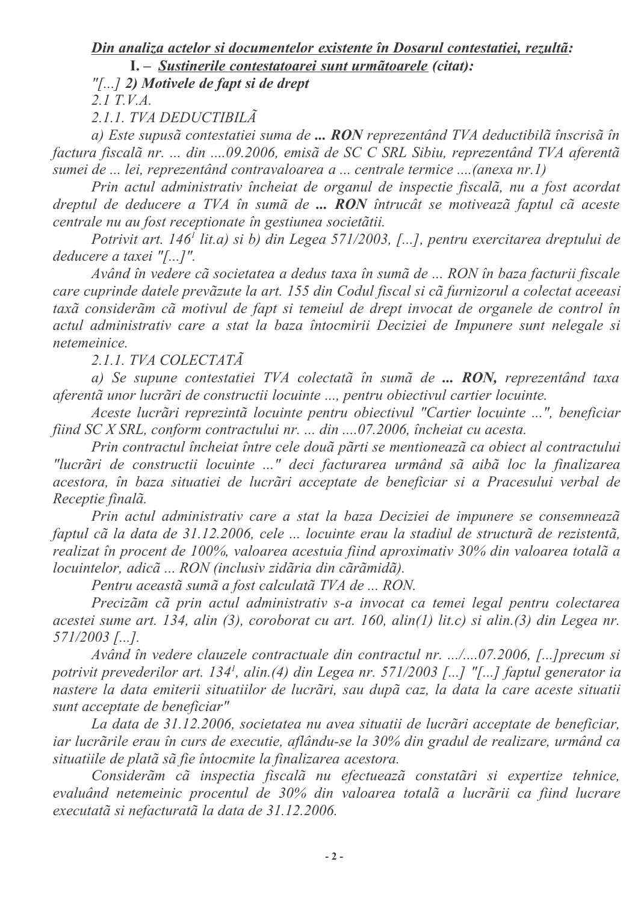***<u>Din analiza actelor si documentelor existente în Dosarul contestatiei, rezultã:</u>***

**I. –** ***<u>Sustinerile contestatoarei sunt urmãtoarele</u>*** *(citat):*

*"[...]* ***2) Motivele de fapt si de drept***

*2.1 T.V.A.*

*2.1.1. TVA DEDUCTIBILÃ*

*a) Este supusã contestatiei suma de* ***... RON*** *reprezentând TVA deductibilã înscrisã în factura fiscalã nr. ... din ....09.2006, emisã de SC C SRL Sibiu, reprezentând TVA aferentã sumei de ... lei, reprezentând contravaloarea a ... centrale termice ....(anexa nr.1)*

*Prin actul administrativ încheiat de organul de inspectie fiscalã, nu a fost acordat dreptul de deducere a TVA în sumã de* ***... RON*** *întrucât se motiveazã faptul cã aceste centrale nu au fost receptionate în gestiunea societãtii.*

*Potrivit art. 146[1] lit.a) si b) din Legea 571/2003, [...], pentru exercitarea dreptului de deducere a taxei "[...]".*

*Având în vedere cã societatea a dedus taxa în sumã de ... RON în baza facturii fiscale care cuprinde datele prevãzute la art. 155 din Codul fiscal si cã furnizorul a colectat aceeasi taxã considerãm cã motivul de fapt si temeiul de drept invocat de organele de control în actul administrativ care a stat la baza întocmirii Deciziei de Impunere sunt nelegale si netemeinice.*

*2.1.1. TVA COLECTATÃ*

*a) Se supune contestatiei TVA colectatã în sumã de* ***... RON,*** *reprezentând taxa aferentã unor lucrãri de constructii locuinte ..., pentru obiectivul cartier locuinte.*

*Aceste lucrãri reprezintã locuinte pentru obiectivul "Cartier locuinte ...", beneficiar fiind SC X SRL, conform contractului nr. ... din ....07.2006, încheiat cu acesta.*

*Prin contractul încheiat între cele douã pãrti se mentioneazã ca obiect al contractului "lucrãri de constructii locuinte ..." deci facturarea urmând sã aibã loc la finalizarea acestora, în baza situatiei de lucrãri acceptate de beneficiar si a Pracesului verbal de Receptie finalã.*

*Prin actul administrativ care a stat la baza Deciziei de impunere se consemneazã faptul cã la data de 31.12.2006, cele ... locuinte erau la stadiul de structurã de rezistentã, realizat în procent de 100%, valoarea acestuia fiind aproximativ 30% din valoarea totalã a locuintelor, adicã ... RON (inclusiv zidãria din cãrãmidã).*

*Pentru aceastã sumã a fost calculatã TVA de ... RON.*

*Precizãm cã prin actul administrativ s-a invocat ca temei legal pentru colectarea acestei sume art. 134, alin (3), coroborat cu art. 160, alin(1) lit.c) si alin.(3) din Legea nr. 571/2003 [...].*

*Având în vedere clauzele contractuale din contractul nr. .../....07.2006, [...]precum si potrivit prevederilor art. 134[1], alin.(4) din Legea nr. 571/2003 [...] "[...] faptul generator ia nastere la data emiterii situatiilor de lucrãri, sau dupã caz, la data la care aceste situatii sunt acceptate de beneficiar"*

*La data de 31.12.2006, societatea nu avea situatii de lucrãri acceptate de beneficiar, iar lucrãrile erau în curs de executie, aflându-se la 30% din gradul de realizare, urmând ca situatiile de platã sã fie întocmite la finalizarea acestora.*

*Considerãm cã inspectia fiscalã nu efectueazã constatãri si expertize tehnice, evaluând netemeinic procentul de 30% din valoarea totalã a lucrãrii ca fiind lucrare executatã si nefacturatã la data de 31.12.2006.*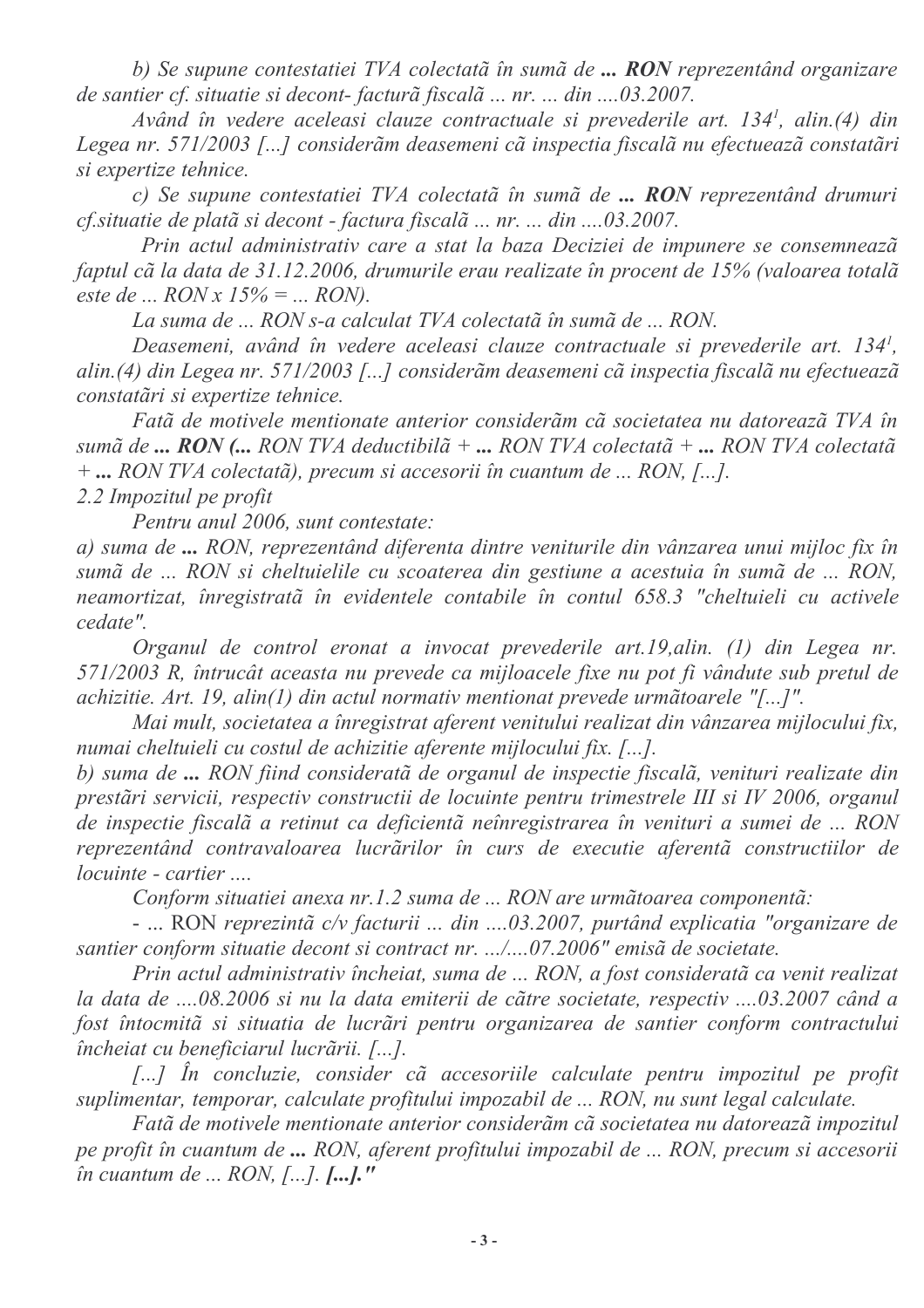*b) Se supune contestatiei TVA colectatã în sumã de **... RON** reprezentând organizare de santier cf. situatie si decont- facturã fiscalã ... nr. ... din ....03.2007.*

*Având în vedere aceleasi clauze contractuale si prevederile art. 134[1], alin.(4) din Legea nr. 571/2003 [...] considerãm deasemeni cã inspectia fiscalã nu efectueazã constatãri si expertize tehnice.*

*c) Se supune contestatiei TVA colectatã în sumã de **... RON** reprezentând drumuri cf.situatie de platã si decont - factura fiscalã ... nr. ... din ....03.2007.*

*Prin actul administrativ care a stat la baza Deciziei de impunere se consemneazã faptul cã la data de 31.12.2006, drumurile erau realizate în procent de 15% (valoarea totalã este de ... RON x 15% = ... RON).*

*La suma de ... RON s-a calculat TVA colectatã în sumã de ... RON.*

*Deasemeni, având în vedere aceleasi clauze contractuale si prevederile art. 134[1], alin.(4) din Legea nr. 571/2003 [...] considerãm deasemeni cã inspectia fiscalã nu efectueazã constatãri si expertize tehnice.*

*Fatã de motivele mentionate anterior considerãm cã societatea nu datoreazã TVA în sumã de **... RON (...** RON TVA deductibilã + **...** RON TVA colectatã + **...** RON TVA colectatã + **...** RON TVA colectatã), precum si accesorii în cuantum de ... RON, [...].*

*2.2 Impozitul pe profit*

*Pentru anul 2006, sunt contestate:*

*a) suma de **...** RON, reprezentând diferenta dintre veniturile din vânzarea unui mijloc fix în sumã de ... RON si cheltuielile cu scoaterea din gestiune a acestuia în sumã de ... RON, neamortizat, înregistratã în evidentele contabile în contul 658.3 "cheltuieli cu activele cedate".*

*Organul de control eronat a invocat prevederile art.19,alin. (1) din Legea nr. 571/2003 R, întrucât aceasta nu prevede ca mijloacele fixe nu pot fi vândute sub pretul de achizitie. Art. 19, alin(1) din actul normativ mentionat prevede urmãtoarele "[...]".*

*Mai mult, societatea a înregistrat aferent venitului realizat din vânzarea mijlocului fix, numai cheltuieli cu costul de achizitie aferente mijlocului fix. [...].*

*b) suma de **...** RON fiind consideratã de organul de inspectie fiscalã, venituri realizate din prestãri servicii, respectiv constructii de locuinte pentru trimestrele III si IV 2006, organul de inspectie fiscalã a retinut ca deficientã neînregistrarea în venituri a sumei de ... RON reprezentând contravaloarea lucrãrilor în curs de executie aferentã constructiilor de locuinte - cartier ....*

*Conform situatiei anexa nr.1.2 suma de ... RON are urmãtoarea componentã:*

- ... RON *reprezintã c/v facturii ... din ....03.2007, purtând explicatia "organizare de santier conform situatie decont si contract nr. .../....07.2006" emisã de societate.*

*Prin actul administrativ încheiat, suma de ... RON, a fost consideratã ca venit realizat la data de ....08.2006 si nu la data emiterii de cãtre societate, respectiv ....03.2007 când a fost întocmitã si situatia de lucrãri pentru organizarea de santier conform contractului încheiat cu beneficiarul lucrãrii. [...].*

*[...] În concluzie, consider cã accesoriile calculate pentru impozitul pe profit suplimentar, temporar, calculate profitului impozabil de ... RON, nu sunt legal calculate.*

*Fatã de motivele mentionate anterior considerãm cã societatea nu datoreazã impozitul pe profit în cuantum de **...** RON, aferent profitului impozabil de ... RON, precum si accesorii în cuantum de ... RON, [...]. **[...]**."*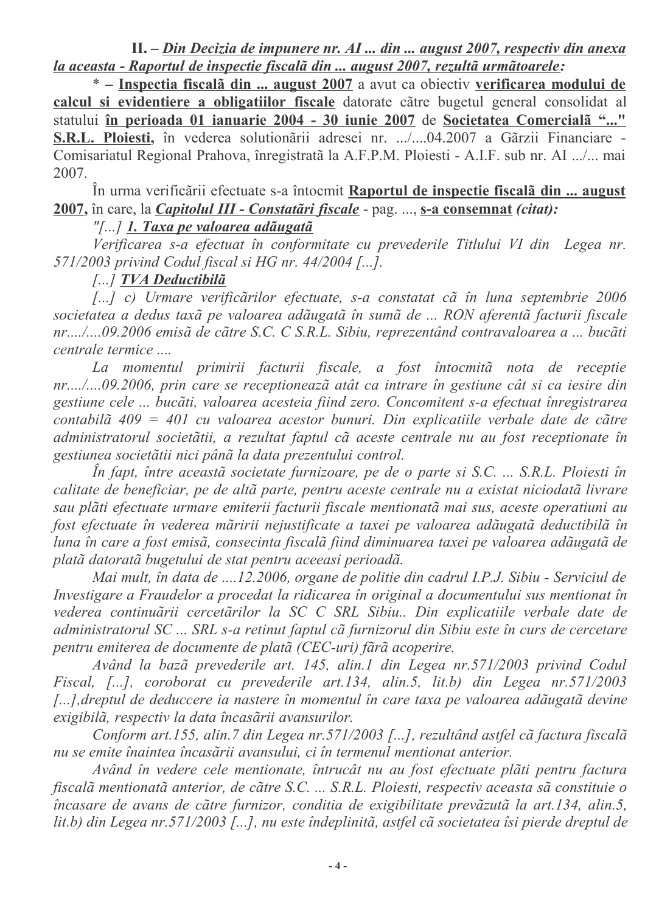**II. – *<u>Din Decizia de impunere nr. AI ... din ... august 2007, respectiv din anexa la aceasta - Raportul de inspectie fiscalã din ... august 2007, rezultã urmãtoarele</u>:***

\* – **<u>Inspectia fiscalã din ... august 2007</u>** a avut ca obiectiv **<u>verificarea modului de calcul si evidentiere a obligatiilor fiscale</u>** datorate cãtre bugetul general consolidat al statului **<u>în perioada 01 ianuarie 2004 - 30 iunie 2007</u>** de **<u>Societatea Comercialã "..." S.R.L. Ploiesti,</u>** în vederea solutionãrii adresei nr. .../....04.2007 a Gãrzii Financiare - Comisariatul Regional Prahova, înregistratã la A.F.P.M. Ploiesti - A.I.F. sub nr. AI .../... mai 2007.

În urma verificãrii efectuate s-a întocmit **<u>Raportul de inspectie fiscalã din ... august 2007</u>,** în care, la ***<u>Capitolul III - Constatãri fiscale</u>*** - pag. ..., **<u>s-a consemnat</u>** *(citat):*

*"[...] **<u>1. Taxa pe valoarea adãugatã</u>***

*Verificarea s-a efectuat în conformitate cu prevederile Titlului VI din Legea nr. 571/2003 privind Codul fiscal si HG nr. 44/2004 [...].*

*[...] **<u>TVA Deductibilã</u>***

*[...] c) Urmare verificãrilor efectuate, s-a constatat cã în luna septembrie 2006 societatea a dedus taxã pe valoarea adãugatã în sumã de ... RON aferentã facturii fiscale nr..../....09.2006 emisã de cãtre S.C. C S.R.L. Sibiu, reprezentând contravaloarea a ... bucãti centrale termice ....*

*La momentul primirii facturii fiscale, a fost întocmitã nota de receptie nr..../....09.2006, prin care se receptioneazã atât ca intrare în gestiune cât si ca iesire din gestiune cele ... bucãti, valoarea acesteia fiind zero. Concomitent s-a efectuat înregistrarea contabilã 409 = 401 cu valoarea acestor bunuri. Din explicatiile verbale date de cãtre administratorul societãtii, a rezultat faptul cã aceste centrale nu au fost receptionate în gestiunea societãtii nici pânã la data prezentului control.*

*În fapt, între aceastã societate furnizoare, pe de o parte si S.C. ... S.R.L. Ploiesti în calitate de beneficiar, pe de altã parte, pentru aceste centrale nu a existat niciodatã livrare sau plãti efectuate urmare emiterii facturii fiscale mentionatã mai sus, aceste operatiuni au fost efectuate în vederea mãririi nejustificate a taxei pe valoarea adãugatã deductibilã în luna în care a fost emisã, consecinta fiscalã fiind diminuarea taxei pe valoarea adãugatã de platã datoratã bugetului de stat pentru aceeasi perioadã.*

*Mai mult, în data de ....12.2006, organe de politie din cadrul I.P.J. Sibiu - Serviciul de Investigare a Fraudelor a procedat la ridicarea în original a documentului sus mentionat în vederea continuãrii cercetãrilor la SC C SRL Sibiu.. Din explicatiile verbale date de administratorul SC ... SRL s-a retinut faptul cã furnizorul din Sibiu este în curs de cercetare pentru emiterea de documente de platã (CEC-uri) fãrã acoperire.*

*Având la bazã prevederile art. 145, alin.1 din Legea nr.571/2003 privind Codul Fiscal, [...], coroborat cu prevederile art.134, alin.5, lit.b) din Legea nr.571/2003 [...],dreptul de deduccere ia nastere în momentul în care taxa pe valoarea adãugatã devine exigibilã, respectiv la data încasãrii avansurilor.*

*Conform art.155, alin.7 din Legea nr.571/2003 [...], rezultând astfel cã factura fiscalã nu se emite înaintea încasãrii avansului, ci în termenul mentionat anterior.*

*Având în vedere cele mentionate, întrucât nu au fost efectuate plãti pentru factura fiscalã mentionatã anterior, de cãtre S.C. ... S.R.L. Ploiesti, respectiv aceasta sã constituie o încasare de avans de cãtre furnizor, conditia de exigibilitate prevãzutã la art.134, alin.5, lit.b) din Legea nr.571/2003 [...], nu este îndeplinitã, astfel cã societatea îsi pierde dreptul de*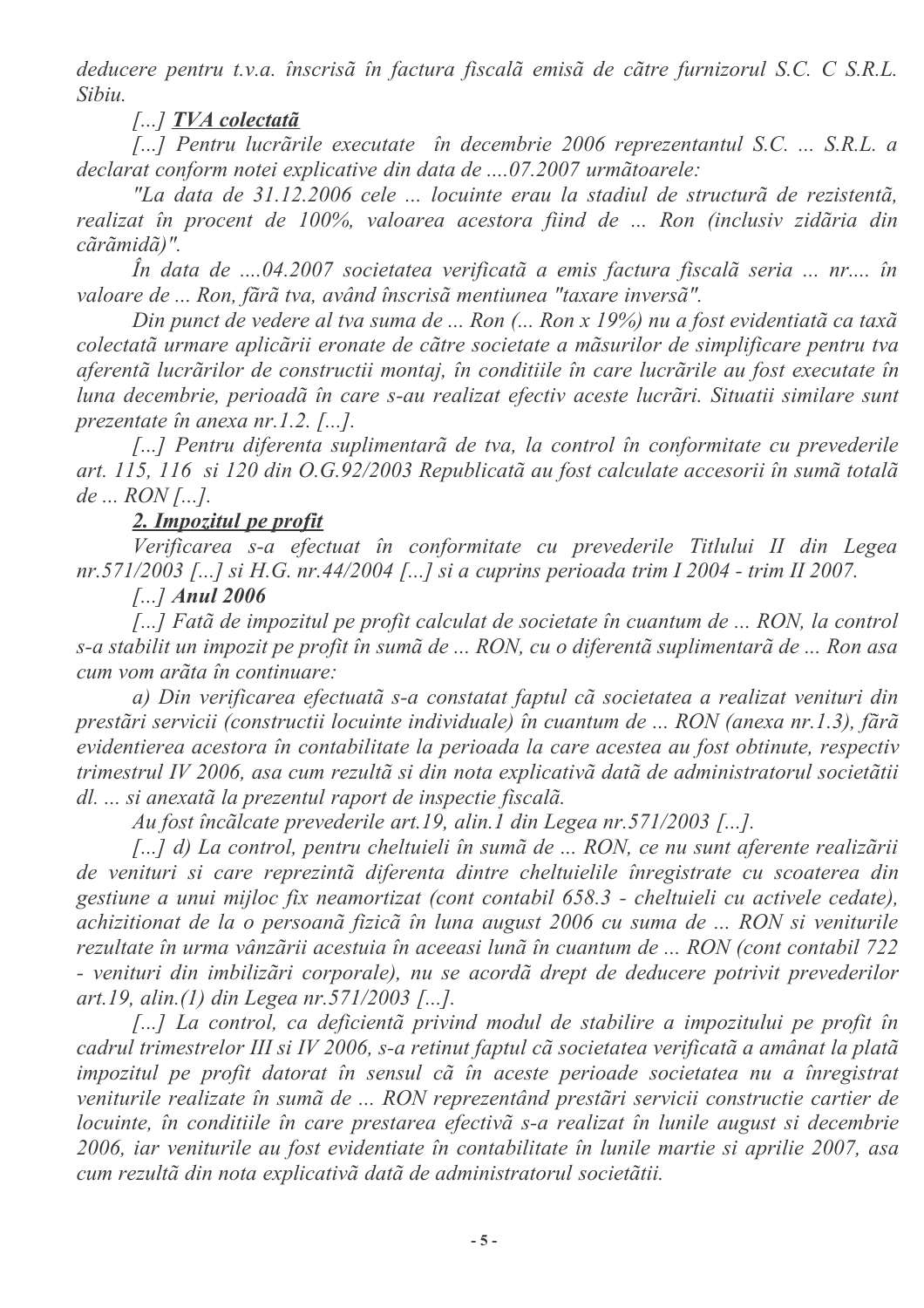*deducere pentru t.v.a. înscrisã în factura fiscalã emisã de cãtre furnizorul S.C. C S.R.L. Sibiu.*

*[...]* ***<u>TVA colectatã</u>***

*[...] Pentru lucrãrile executate în decembrie 2006 reprezentantul S.C. ... S.R.L. a declarat conform notei explicative din data de ....07.2007 urmãtoarele:*

*"La data de 31.12.2006 cele ... locuinte erau la stadiul de structurã de rezistentã, realizat în procent de 100%, valoarea acestora fiind de ... Ron (inclusiv zidãria din cãrãmidã)".*

*În data de ....04.2007 societatea verificatã a emis factura fiscalã seria ... nr.... în valoare de ... Ron, fãrã tva, având înscrisã mentiunea "taxare inversã".*

*Din punct de vedere al tva suma de ... Ron (... Ron x 19%) nu a fost evidentiatã ca taxã colectatã urmare aplicãrii eronate de cãtre societate a mãsurilor de simplificare pentru tva aferentã lucrãrilor de constructii montaj, în conditiile în care lucrãrile au fost executate în luna decembrie, perioadã în care s-au realizat efectiv aceste lucrãri. Situatii similare sunt prezentate în anexa nr.1.2. [...].*

*[...] Pentru diferenta suplimentarã de tva, la control în conformitate cu prevederile art. 115, 116 si 120 din O.G.92/2003 Republicatã au fost calculate accesorii în sumã totalã de ... RON [...].*

***<u>2. Impozitul pe profit</u>***

*Verificarea s-a efectuat în conformitate cu prevederile Titlului II din Legea nr.571/2003 [...] si H.G. nr.44/2004 [...] si a cuprins perioada trim I 2004 - trim II 2007.*

*[...]* ***Anul 2006***

*[...] Fatã de impozitul pe profit calculat de societate în cuantum de ... RON, la control s-a stabilit un impozit pe profit în sumã de ... RON, cu o diferentã suplimentarã de ... Ron asa cum vom arãta în continuare:*

*a) Din verificarea efectuatã s-a constatat faptul cã societatea a realizat venituri din prestãri servicii (constructii locuinte individuale) în cuantum de ... RON (anexa nr.1.3), fãrã evidentierea acestora în contabilitate la perioada la care acestea au fost obtinute, respectiv trimestrul IV 2006, asa cum rezultã si din nota explicativã datã de administratorul societãtii dl. ... si anexatã la prezentul raport de inspectie fiscalã.*

*Au fost încãlcate prevederile art.19, alin.1 din Legea nr.571/2003 [...].*

*[...] d) La control, pentru cheltuieli în sumã de ... RON, ce nu sunt aferente realizãrii de venituri si care reprezintã diferenta dintre cheltuielile înregistrate cu scoaterea din gestiune a unui mijloc fix neamortizat (cont contabil 658.3 - cheltuieli cu activele cedate), achizitionat de la o persoanã fizicã în luna august 2006 cu suma de ... RON si veniturile rezultate în urma vânzãrii acestuia în aceeasi lunã în cuantum de ... RON (cont contabil 722 - venituri din imbilizãri corporale), nu se acordã drept de deducere potrivit prevederilor art.19, alin.(1) din Legea nr.571/2003 [...].*

*[...] La control, ca deficientã privind modul de stabilire a impozitului pe profit în cadrul trimestrelor III si IV 2006, s-a retinut faptul cã societatea verificatã a amânat la platã impozitul pe profit datorat în sensul cã în aceste perioade societatea nu a înregistrat veniturile realizate în sumã de ... RON reprezentând prestãri servicii constructie cartier de locuinte, în conditiile în care prestarea efectivã s-a realizat în lunile august si decembrie 2006, iar veniturile au fost evidentiate în contabilitate în lunile martie si aprilie 2007, asa cum rezultã din nota explicativã datã de administratorul societãtii.*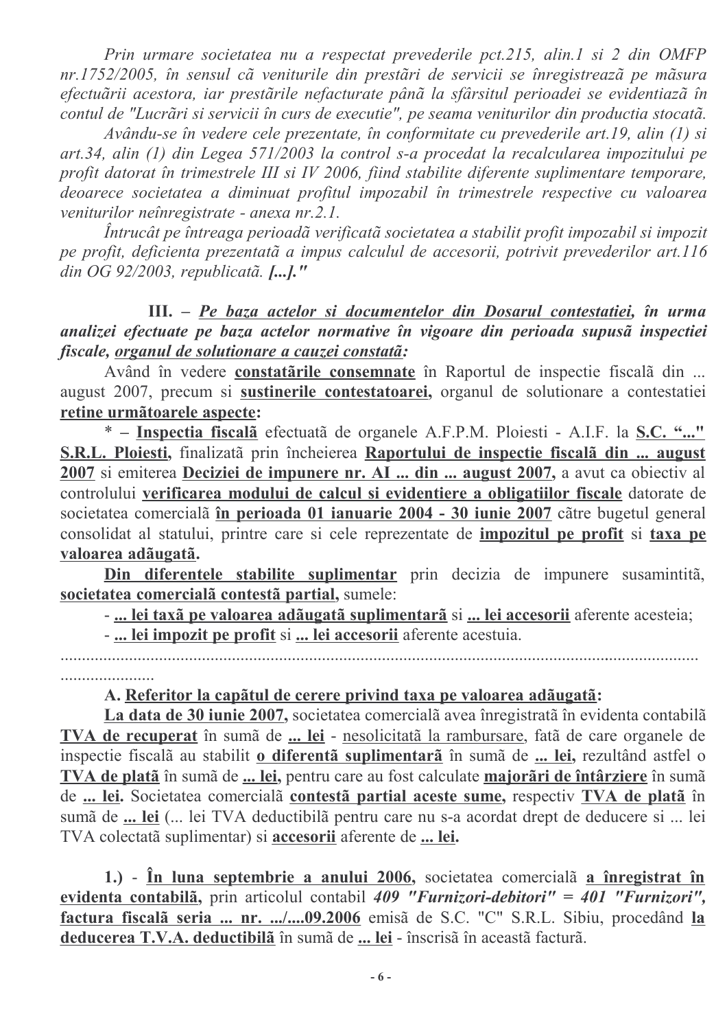*Prin urmare societatea nu a respectat prevederile pct.215, alin.1 si 2 din OMFP nr.1752/2005, în sensul cã veniturile din prestãri de servicii se înregistreazã pe mãsura efectuãrii acestora, iar prestãrile nefacturate pânã la sfârsitul perioadei se evidentiazã în contul de "Lucrãri si servicii în curs de executie", pe seama veniturilor din productia stocatã.*

*Avându-se în vedere cele prezentate, în conformitate cu prevederile art.19, alin (1) si art.34, alin (1) din Legea 571/2003 la control s-a procedat la recalcularea impozitului pe profit datorat în trimestrele III si IV 2006, fiind stabilite diferente suplimentare temporare, deoarece societatea a diminuat profitul impozabil în trimestrele respective cu valoarea veniturilor neînregistrate - anexa nr.2.1.*

*Întrucât pe întreaga perioadã verificatã societatea a stabilit profit impozabil si impozit pe profit, deficienta prezentatã a impus calculul de accesorii, potrivit prevederilor art.116 din OG 92/2003, republicatã.* ***[...]."***

**III. – <u>Pe baza actelor si documentelor din Dosarul contestatiei</u>, în urma analizei efectuate pe baza actelor normative în vigoare din perioada supusã inspectiei fiscale, <u>organul de solutionare a cauzei constatã</u>:**

Având în vedere **<u>constatãrile consemnate</u>** în Raportul de inspectie fiscalã din ... august 2007, precum si **<u>sustinerile contestatoarei,</u>** organul de solutionare a contestatiei **<u>retine urmãtoarele aspecte</u>:**

\* – **<u>Inspectia fiscalã</u>** efectuatã de organele A.F.P.M. Ploiesti - A.I.F. la **<u>S.C. "..." S.R.L. Ploiesti,</u>** finalizatã prin încheierea **<u>Raportului de inspectie fiscalã din ... august 2007</u>** si emiterea **<u>Deciziei de impunere nr. AI ... din ... august 2007,</u>** a avut ca obiectiv al controlului **<u>verificarea modului de calcul si evidentiere a obligatiilor fiscale</u>** datorate de societatea comercialã **<u>în perioada 01 ianuarie 2004 - 30 iunie 2007</u>** cãtre bugetul general consolidat al statului, printre care si cele reprezentate de **<u>impozitul pe profit</u>** si **<u>taxa pe valoarea adãugatã.</u>**

**<u>Din diferentele stabilite suplimentar</u>** prin decizia de impunere susamintitã, **<u>societatea comercialã contestã partial,</u>** sumele:

- **<u>... lei taxã pe valoarea adãugatã suplimentarã</u>** si **<u>... lei accesorii</u>** aferente acesteia;
- **<u>... lei impozit pe profit</u>** si **<u>... lei accesorii</u>** aferente acestuia.

.......................................................................................................................................................

**A. <u>Referitor la capãtul de cerere privind taxa pe valoarea adãugatã</u>:**

**<u>La data de 30 iunie 2007,</u>** societatea comercialã avea înregistratã în evidenta contabilã **<u>TVA de recuperat</u>** în sumã de **<u>... lei</u>** - <u>nesolicitatã la rambursare</u>, fatã de care organele de inspectie fiscalã au stabilit **<u>o diferentã suplimentarã</u>** în sumã de **<u>... lei,</u>** rezultând astfel o **<u>TVA de platã</u>** în sumã de **<u>... lei,</u>** pentru care au fost calculate **<u>majorãri de întârziere</u>** în sumã de **<u>... lei.</u>** Societatea comercialã **<u>contestã partial aceste sume,</u>** respectiv **<u>TVA de platã</u>** în sumã de **<u>... lei</u>** (... lei TVA deductibilã pentru care nu s-a acordat drept de deducere si ... lei TVA colectatã suplimentar) si **<u>accesorii</u>** aferente de **<u>... lei.</u>**

**1.) - <u>În luna septembrie a anului 2006,</u>** societatea comercialã **<u>a înregistrat în evidenta contabilã,</u>** prin articolul contabil ***409 "Furnizori-debitori" = 401 "Furnizori",*** **<u>factura fiscalã seria ... nr. .../....09.2006</u>** emisã de S.C. "C" S.R.L. Sibiu, procedând **<u>la deducerea T.V.A. deductibilã</u>** în sumã de **<u>... lei</u>** - înscrisã în aceastã facturã.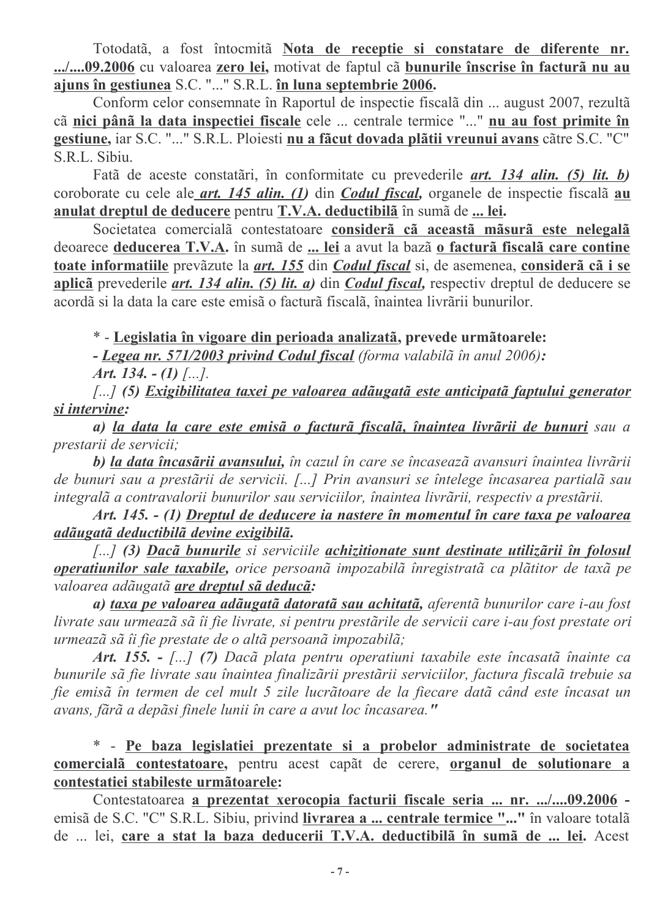Totodată, a fost întocmită **Nota de receptie si constatare de diferente nr. .../....09.2006** cu valoarea **zero lei,** motivat de faptul cã **bunurile înscrise în facturã nu au ajuns în gestiunea** S.C. "..." S.R.L. **în luna septembrie 2006.**

Conform celor consemnate în Raportul de inspectie fiscalã din ... august 2007, rezultã cã **nici pânã la data inspectiei fiscale** cele ... centrale termice "..." **nu au fost primite în gestiune,** iar S.C. "..." S.R.L. Ploiesti **nu a fãcut dovada plãtii vreunui avans** cãtre S.C. "C" S.R.L. Sibiu.

Fatã de aceste constatãri, în conformitate cu prevederile ***art. 134 alin. (5) lit. b)*** coroborate cu cele ale ***art. 145 alin. (1)*** din ***Codul fiscal,*** organele de inspectie fiscalã **au anulat dreptul de deducere** pentru **T.V.A. deductibilã** în sumã de **... lei.**

Societatea comercialã contestatoare **considerã cã aceastã mãsurã este nelegalã** deoarece **deducerea T.V.A.** în sumã de **... lei** a avut la bazã **o facturã fiscalã care contine toate informatiile** prevãzute la ***art. 155*** din ***Codul fiscal*** si, de asemenea, **considerã cã i se aplicã** prevederile ***art. 134 alin. (5) lit. a)*** din ***Codul fiscal,*** respectiv dreptul de deducere se acordã si la data la care este emisã o facturã fiscalã, înaintea livrãrii bunurilor.

\* - **Legislatia în vigoare din perioada analizatã, prevede urmãtoarele:**

***- Legea nr. 571/2003 privind Codul fiscal*** *(forma valabilã în anul 2006)****:***

***Art. 134. - (1)*** *[...].*

*[...]* ***(5) Exigibilitatea taxei pe valoarea adãugatã este anticipatã faptului generator si intervine:***

***a) la data la care este emisã o facturã fiscalã, înaintea livrãrii de bunuri*** *sau a prestarii de servicii;*

***b) la data încasãrii avansului,*** *în cazul în care se încaseazã avansuri înaintea livrãrii de bunuri sau a prestãrii de servicii. [...] Prin avansuri se întelege încasarea partialã sau integralã a contravalorii bunurilor sau serviciilor, înaintea livrãrii, respectiv a prestãrii.*

***Art. 145. - (1) Dreptul de deducere ia nastere în momentul în care taxa pe valoarea adãugatã deductibilã devine exigibilã.***

*[...]* ***(3) Dacã bunurile*** *si serviciile* ***achizitionate sunt destinate utilizãrii în folosul operatiunilor sale taxabile,*** *orice persoanã impozabilã înregistratã ca plãtitor de taxã pe valoarea adãugatã* ***are dreptul sã deducã:***

***a) taxa pe valoarea adãugatã datoratã sau achitatã,*** *aferentã bunurilor care i-au fost livrate sau urmeazã sã îi fie livrate, si pentru prestãrile de servicii care i-au fost prestate ori urmeazã sã îi fie prestate de o altã persoanã impozabilã;*

***Art. 155. -*** *[...]* ***(7)*** *Dacã plata pentru operatiuni taxabile este încasatã înainte ca bunurile sã fie livrate sau înaintea finalizãrii prestãrii serviciilor, factura fiscalã trebuie sa fie emisã în termen de cel mult 5 zile lucrãtoare de la fiecare datã când este încasat un avans, fãrã a depãsi finele lunii în care a avut loc încasarea.****"***

\* - **Pe baza legislatiei prezentate si a probelor administrate de societatea comercialã contestatoare,** pentru acest capãt de cerere, **organul de solutionare a contestatiei stabileste urmãtoarele:**

Contestatoarea **a prezentat xerocopia facturii fiscale seria ... nr. .../....09.2006 -** emisã de S.C. "C" S.R.L. Sibiu, privind **livrarea a ... centrale termice "..."** în valoare totalã de ... lei, **care a stat la baza deducerii T.V.A. deductibilã în sumã de ... lei.** Acest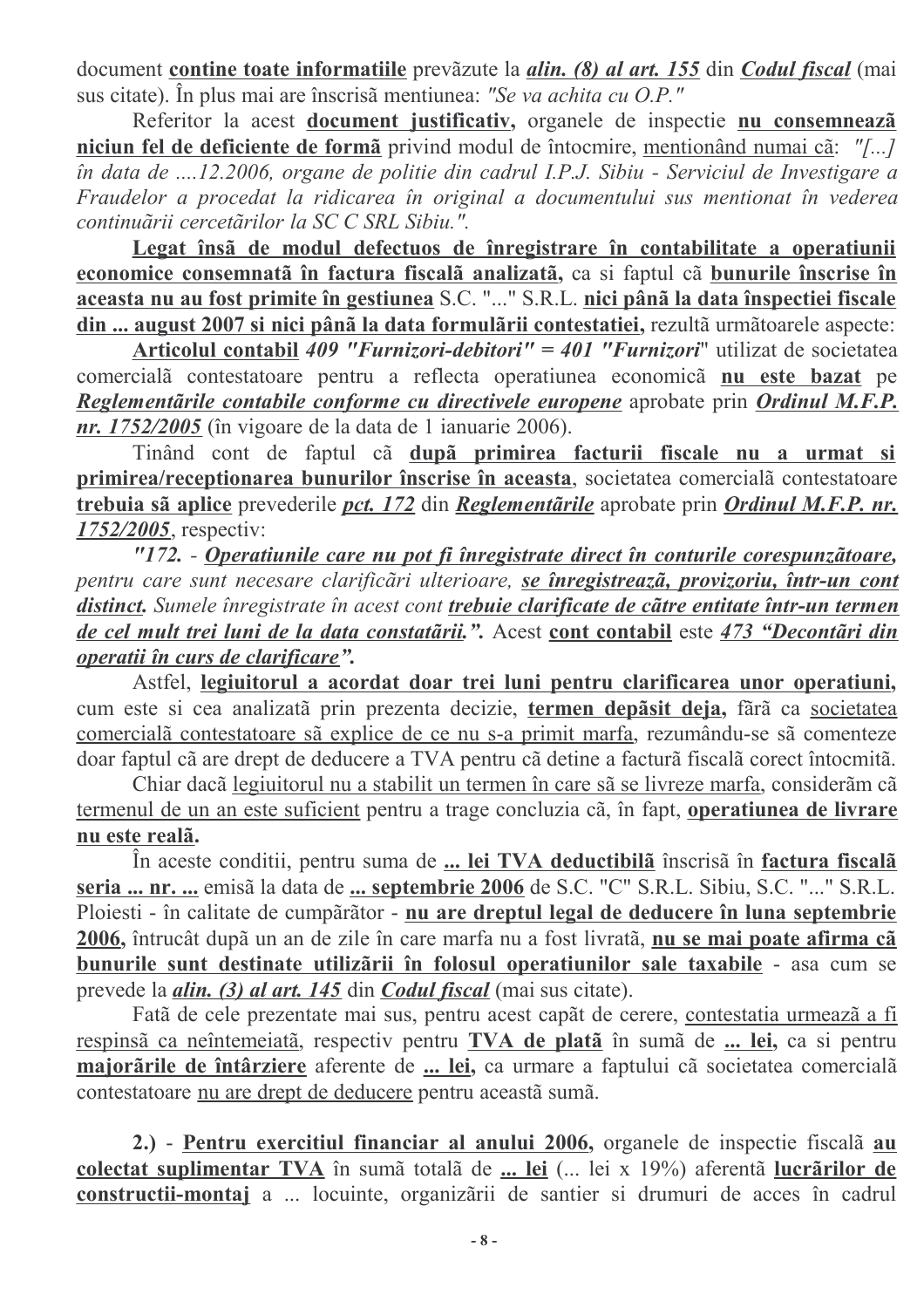document **contine toate informatiile** prevăzute la ***alin. (8) al art. 155*** din ***Codul fiscal*** (mai sus citate). În plus mai are înscrisă mentiunea: *"Se va achita cu O.P."*

Referitor la acest **document justificativ,** organele de inspectie **nu consemnează niciun fel de deficiente de formă** privind modul de întocmire, mentionând numai că: *"[...] în data de ....12.2006, organe de politie din cadrul I.P.J. Sibiu - Serviciul de Investigare a Fraudelor a procedat la ridicarea în original a documentului sus mentionat în vederea continuării cercetărilor la SC C SRL Sibiu.".*

**Legat însă de modul defectuos de înregistrare în contabilitate a operatiunii economice consemnată în factura fiscală analizată,** ca si faptul că **bunurile înscrise în aceasta nu au fost primite în gestiunea** S.C. "..." S.R.L. **nici până la data înspectiei fiscale din ... august 2007 si nici până la data formulării contestatiei,** rezultă următoarele aspecte:

**Articolul contabil** ***409 "Furnizori-debitori" = 401 "Furnizori"*** utilizat de societatea comercială contestatoare pentru a reflecta operatiunea economică **nu este bazat** pe ***Reglementările contabile conforme cu directivele europene*** aprobate prin ***Ordinul M.F.P. nr. 1752/2005*** (în vigoare de la data de 1 ianuarie 2006).

Tinând cont de faptul că **după primirea facturii fiscale nu a urmat si primirea/receptionarea bunurilor înscrise în aceasta**, societatea comercială contestatoare **trebuia să aplice** prevederile ***pct. 172*** din ***Reglementările*** aprobate prin ***Ordinul M.F.P. nr. 1752/2005***, respectiv:

***"172. - Operatiunile care nu pot fi înregistrate direct în conturile corespunzătoare,*** *pentru care sunt necesare clarificări ulterioare,* ***se înregistrează, provizoriu, într-un cont distinct.*** *Sumele înregistrate în acest cont* ***trebuie clarificate de către entitate într-un termen de cel mult trei luni de la data constatării.".*** Acest **cont contabil** este ***473 "Decontări din operatii în curs de clarificare".***

Astfel, **legiuitorul a acordat doar trei luni pentru clarificarea unor operatiuni,** cum este si cea analizată prin prezenta decizie, **termen depăsit deja,** fără ca societatea comercială contestatoare să explice de ce nu s-a primit marfa, rezumându-se să comenteze doar faptul că are drept de deducere a TVA pentru că detine a factură fiscală corect întocmită.

Chiar dacă legiuitorul nu a stabilit un termen în care să se livreze marfa, considerăm că termenul de un an este suficient pentru a trage concluzia că, în fapt, **operatiunea de livrare nu este reală.**

În aceste conditii, pentru suma de **... lei TVA deductibilă** înscrisă în **factura fiscală seria ... nr. ...** emisă la data de **... septembrie 2006** de S.C. "C" S.R.L. Sibiu, S.C. "..." S.R.L. Ploiesti - în calitate de cumpărător - **nu are dreptul legal de deducere în luna septembrie 2006,** întrucât după un an de zile în care marfa nu a fost livrată, **nu se mai poate afirma că bunurile sunt destinate utilizării în folosul operatiunilor sale taxabile** - asa cum se prevede la ***alin. (3) al art. 145*** din ***Codul fiscal*** (mai sus citate).

Fată de cele prezentate mai sus, pentru acest capăt de cerere, contestatia urmează a fi respinsă ca neîntemeiată, respectiv pentru **TVA de plată** în sumă de **... lei,** ca si pentru **majorările de întârziere** aferente de **... lei,** ca urmare a faptului că societatea comercială contestatoare nu are drept de deducere pentru această sumă.

**2.)** - **Pentru exercitiul financiar al anului 2006,** organele de inspectie fiscală **au colectat suplimentar TVA** în sumă totală de **... lei** (... lei x 19%) aferentă **lucrărilor de constructii-montaj** a ... locuinte, organizării de santier si drumuri de acces în cadrul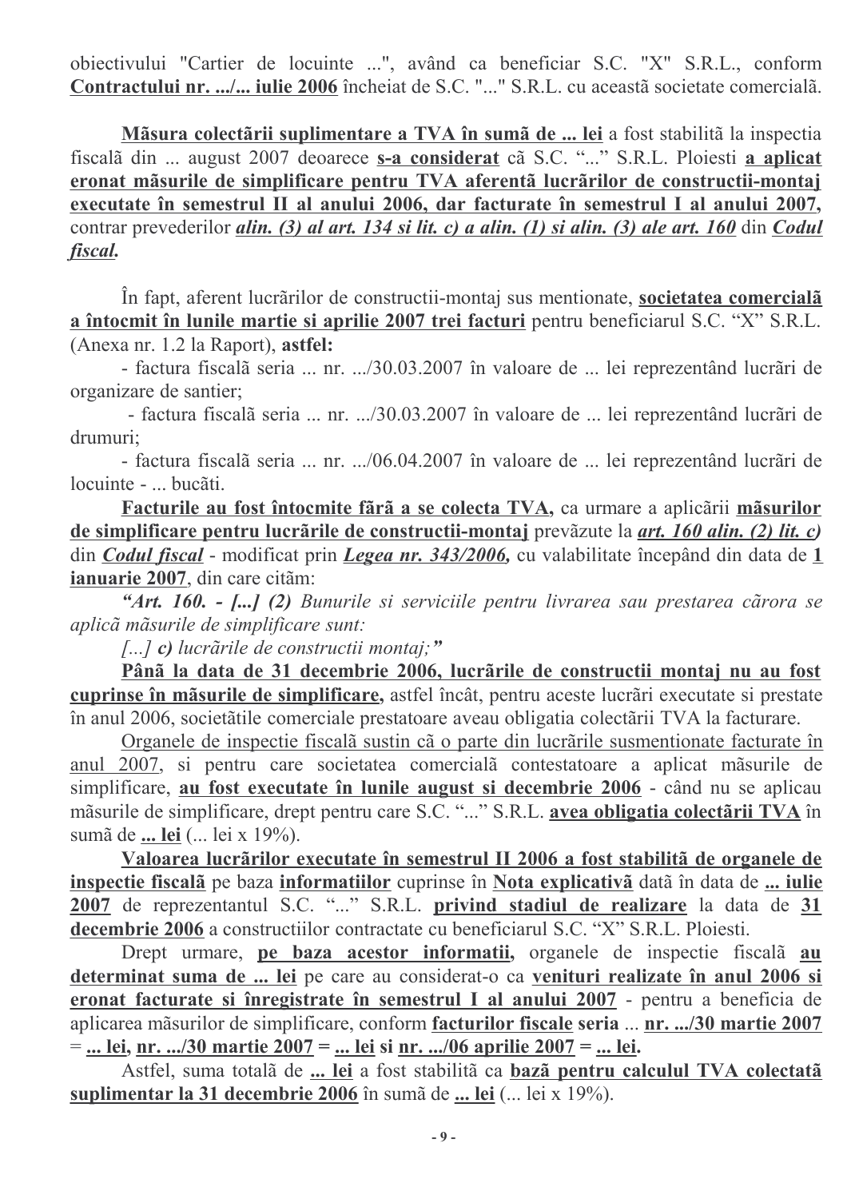obiectivului "Cartier de locuinte ...", având ca beneficiar S.C. "X" S.R.L., conform **Contractului nr. .../... iulie 2006** încheiat de S.C. "..." S.R.L. cu această societate comercială.

**Măsura colectării suplimentare a TVA în sumă de ... lei** a fost stabilită la inspectia fiscală din ... august 2007 deoarece **s-a considerat** că S.C. "..." S.R.L. Ploiesti **a aplicat eronat măsurile de simplificare pentru TVA aferentă lucrărilor de constructii-montaj executate în semestrul II al anului 2006, dar facturate în semestrul I al anului 2007,** contrar prevederilor ***alin. (3) al art. 134 si lit. c) a alin. (1) si alin. (3) ale art. 160*** din ***Codul fiscal***.

În fapt, aferent lucrărilor de constructii-montaj sus mentionate, **societatea comercială a întocmit în lunile martie si aprilie 2007 trei facturi** pentru beneficiarul S.C. "X" S.R.L. (Anexa nr. 1.2 la Raport), **astfel:**

- factura fiscală seria ... nr. .../30.03.2007 în valoare de ... lei reprezentând lucrări de organizare de santier;
- factura fiscală seria ... nr. .../30.03.2007 în valoare de ... lei reprezentând lucrări de drumuri;
- factura fiscală seria ... nr. .../06.04.2007 în valoare de ... lei reprezentând lucrări de locuinte - ... bucăti.

**Facturile au fost întocmite fără a se colecta TVA,** ca urmare a aplicării **măsurilor de simplificare pentru lucrările de constructii-montaj** prevăzute la ***art. 160 alin. (2) lit. c)*** din ***Codul fiscal*** - modificat prin ***Legea nr. 343/2006,*** cu valabilitate începând din data de **1 ianuarie 2007**, din care cităm:

*"**Art. 160. - [...] (2)** Bunurile si serviciile pentru livrarea sau prestarea cărora se aplică măsurile de simplificare sunt:*

*[...] **c)** lucrările de constructii montaj;"*

**Până la data de 31 decembrie 2006, lucrările de constructii montaj nu au fost cuprinse în măsurile de simplificare,** astfel încât, pentru aceste lucrări executate si prestate în anul 2006, societătile comerciale prestatoare aveau obligatia colectării TVA la facturare.

Organele de inspectie fiscală sustin că o parte din lucrările susmentionate facturate în anul 2007, si pentru care societatea comercială contestatoare a aplicat măsurile de simplificare, **au fost executate în lunile august si decembrie 2006** - când nu se aplicau măsurile de simplificare, drept pentru care S.C. "..." S.R.L. **avea obligatia colectării TVA** în sumă de **... lei** (... lei x 19%).

**Valoarea lucrărilor executate în semestrul II 2006 a fost stabilită de organele de inspectie fiscală** pe baza **informatiilor** cuprinse în **Nota explicativă** dată în data de **... iulie 2007** de reprezentantul S.C. "..." S.R.L. **privind stadiul de realizare** la data de **31 decembrie 2006** a constructiilor contractate cu beneficiarul S.C. "X" S.R.L. Ploiesti.

Drept urmare, **pe baza acestor informatii,** organele de inspectie fiscală **au determinat suma de ... lei** pe care au considerat-o ca **venituri realizate în anul 2006 si eronat facturate si înregistrate în semestrul I al anului 2007** - pentru a beneficia de aplicarea măsurilor de simplificare, conform **facturilor fiscale seria** ... **nr. .../30 martie 2007 = ... lei, nr. .../30 martie 2007 = ... lei si nr. .../06 aprilie 2007 = ... lei.**

Astfel, suma totală de **... lei** a fost stabilită ca **bază pentru calculul TVA colectată suplimentar la 31 decembrie 2006** în sumă de **... lei** (... lei x 19%).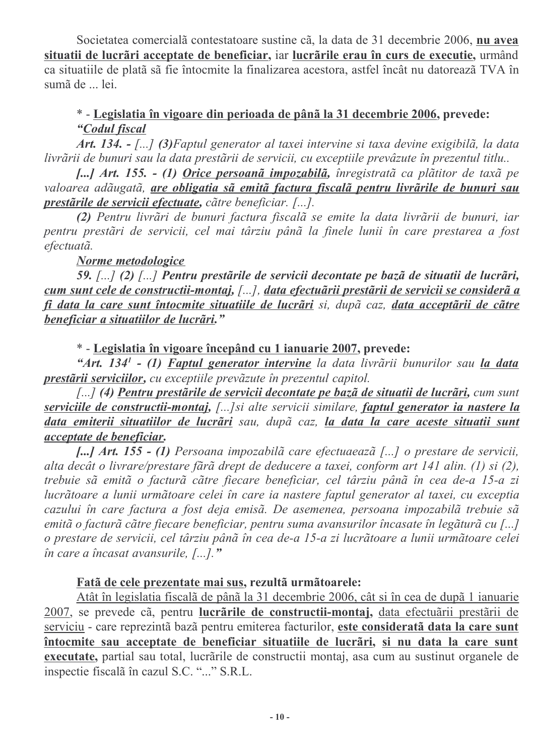Societatea comercialã contestatoare sustine cã, la data de 31 decembrie 2006, **<u>nu avea situatii de lucrãri acceptate de beneficiar,</u>** iar **<u>lucrãrile erau în curs de executie,</u>** urmând ca situatiile de platã sã fie întocmite la finalizarea acestora, astfel încât nu datoreazã TVA în sumã de ... lei.

**\* - <u>Legislatia în vigoare din perioada de pânã la 31 decembrie 2006</u>, prevede:**
***<u>"Codul fiscal</u>***

***Art. 134. -** [...] **(3)**Faptul generator al taxei intervine si taxa devine exigibilã, la data livrãrii de bunuri sau la data prestãrii de servicii, cu exceptiile prevãzute în prezentul titlu..*

***[...] Art. 155. - (1) <u>Orice persoanã impozabilã,</u>** înregistratã ca plãtitor de taxã pe valoarea adãugatã, **<u>are obligatia sã emitã factura fiscalã pentru livrãrile de bunuri sau prestãrile de servicii efectuate,</u>** cãtre beneficiar. [...].*

***(2)** Pentru livrãri de bunuri factura fiscalã se emite la data livrãrii de bunuri, iar pentru prestãri de servicii, cel mai târziu pânã la finele lunii în care prestarea a fost efectuatã.*

***<u>Norme metodologice</u>***

***59.** [...] **(2)** [...] **Pentru prestãrile de servicii decontate pe bazã de situatii de lucrãri, <u>cum sunt cele de constructii-montaj,</u>** [...], **<u>data efectuãrii prestãrii de servicii se considerã a fi data la care sunt întocmite situatiile de lucrãri</u>** si, dupã caz, **<u>data acceptãrii de cãtre beneficiar a situatiilor de lucrãri.</u>"***

**\* - <u>Legislatia în vigoare începând cu 1 ianuarie 2007</u>, prevede:**

***"Art. 134[1] - (1) <u>Faptul generator intervine</u>** la data livrãrii bunurilor sau **<u>la data prestãrii serviciilor,</u>** cu exceptiile prevãzute în prezentul capitol.*

*[...] **(4) <u>Pentru prestãrile de servicii decontate pe bazã de situatii de lucrãri,</u>** cum sunt **<u>serviciile de constructii-montaj,</u>** [...]si alte servicii similare, **<u>faptul generator ia nastere la data emiterii situatiilor de lucrãri</u>** sau, dupã caz, **<u>la data la care aceste situatii sunt acceptate de beneficiar.</u>***

***[...] Art. 155 - (1)** Persoana impozabilã care efectueazã [...] o prestare de servicii, alta decât o livrare/prestare fãrã drept de deducere a taxei, conform art 141 alin. (1) si (2), trebuie sã emitã o facturã cãtre fiecare beneficiar, cel târziu pânã în cea de-a 15-a zi lucrãtoare a lunii urmãtoare celei în care ia nastere faptul generator al taxei, cu exceptia cazului în care factura a fost deja emisã. De asemenea, persoana impozabilã trebuie sã emitã o facturã cãtre fiecare beneficiar, pentru suma avansurilor încasate în legãturã cu [...] o prestare de servicii, cel târziu pânã în cea de-a 15-a zi lucrãtoare a lunii urmãtoare celei în care a încasat avansurile, [...].**"***

**<u>Fatã de cele prezentate mai sus</u>, rezultã urmãtoarele:**

<u>Atât în legislatia fiscalã de pânã la 31 decembrie 2006, cât si în cea de dupã 1 ianuarie 2007</u>, se prevede cã, pentru **<u>lucrãrile de constructii-montaj,</u>** <u>data efectuãrii prestãrii de serviciu</u> - care reprezintã bazã pentru emiterea facturilor, **<u>este consideratã data la care sunt întocmite sau acceptate de beneficiar situatiile de lucrãri, si nu data la care sunt executate,</u>** partial sau total, lucrãrile de constructii montaj, asa cum au sustinut organele de inspectie fiscalã în cazul S.C. "..." S.R.L.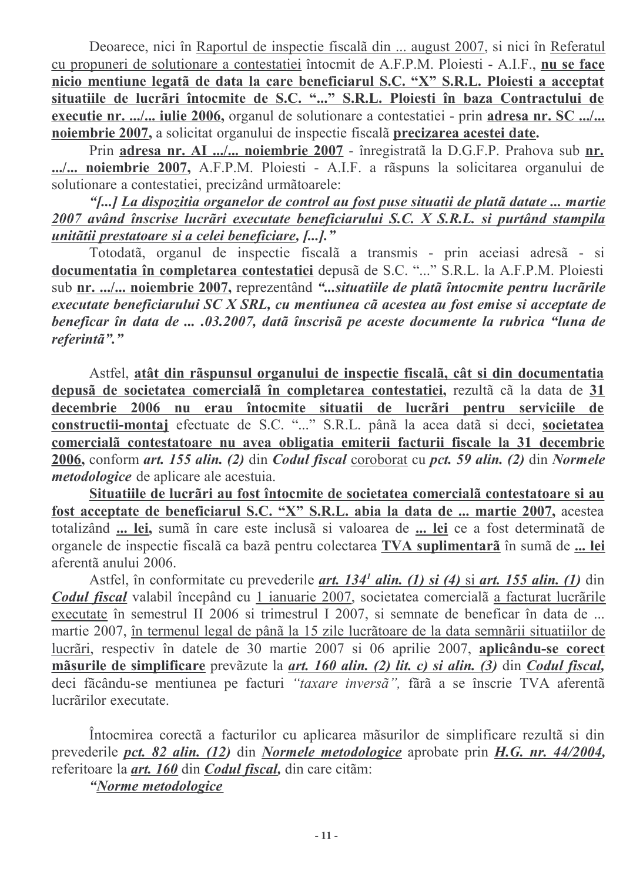Deoarece, nici în Raportul de inspectie fiscalã din ... august 2007, si nici în Referatul cu propuneri de solutionare a contestatiei întocmit de A.F.P.M. Ploiesti - A.I.F., **nu se face nicio mentiune legatã de data la care beneficiarul S.C. "X" S.R.L. Ploiesti a acceptat situatiile de lucrãri întocmite de S.C. "..." S.R.L. Ploiesti în baza Contractului de executie nr. .../... iulie 2006,** organul de solutionare a contestatiei - prin **adresa nr. SC .../... noiembrie 2007,** a solicitat organului de inspectie fiscalã **precizarea acestei date.**

Prin **adresa nr. AI .../... noiembrie 2007** - înregistratã la D.G.F.P. Prahova sub **nr. .../... noiembrie 2007,** A.F.P.M. Ploiesti - A.I.F. a rãspuns la solicitarea organului de solutionare a contestatiei, precizând urmãtoarele:

***"[...] La dispozitia organelor de control au fost puse situatii de platã datate ... martie 2007 având înscrise lucrãri executate beneficiarului S.C. X S.R.L. si purtând stampila unitãtii prestatoare si a celei beneficiare, [...]."***

Totodatã, organul de inspectie fiscalã a transmis - prin aceiasi adresã - si **documentatia în completarea contestatiei** depusã de S.C. "..." S.R.L. la A.F.P.M. Ploiesti sub **nr. .../... noiembrie 2007,** reprezentând ***"...situatiile de platã întocmite pentru lucrãrile executate beneficiarului SC X SRL, cu mentiunea cã acestea au fost emise si acceptate de beneficar în data de ... .03.2007, datã înscrisã pe aceste documente la rubrica "luna de referintã"."***

Astfel, **atât din rãspunsul organului de inspectie fiscalã, cât si din documentatia depusã de societatea comercialã în completarea contestatiei,** rezultã cã la data de **31 decembrie 2006 nu erau întocmite situatii de lucrãri pentru serviciile de constructii-montaj** efectuate de S.C. "..." S.R.L. pânã la acea datã si deci, **societatea comercialã contestatoare nu avea obligatia emiterii facturii fiscale la 31 decembrie 2006,** conform ***art. 155 alin. (2)*** din ***Codul fiscal*** coroborat cu ***pct. 59 alin. (2)*** din ***Normele metodologice*** de aplicare ale acestuia.

**Situatiile de lucrãri au fost întocmite de societatea comercialã contestatoare si au fost acceptate de beneficiarul S.C. "X" S.R.L. abia la data de ... martie 2007,** acestea totalizând **... lei,** sumã în care este inclusã si valoarea de **... lei** ce a fost determinatã de organele de inspectie fiscalã ca bazã pentru colectarea **TVA suplimentarã** în sumã de **... lei** aferentã anului 2006.

Astfel, în conformitate cu prevederile ***art. 134[1] alin. (1) si (4)*** si ***art. 155 alin. (1)*** din ***Codul fiscal*** valabil începând cu 1 ianuarie 2007, societatea comercialã a facturat lucrãrile executate în semestrul II 2006 si trimestrul I 2007, si semnate de beneficar în data de ... martie 2007, în termenul legal de pânã la 15 zile lucrãtoare de la data semnãrii situatiilor de lucrãri, respectiv în datele de 30 martie 2007 si 06 aprilie 2007, **aplicându-se corect mãsurile de simplificare** prevãzute la ***art. 160 alin. (2) lit. c) si alin. (3)*** din ***Codul fiscal,*** deci fãcându-se mentiunea pe facturi *"taxare inversã",* fãrã a se înscrie TVA aferentã lucrãrilor executate.

Întocmirea corectã a facturilor cu aplicarea mãsurilor de simplificare rezultã si din prevederile ***pct. 82 alin. (12)*** din ***Normele metodologice*** aprobate prin ***H.G. nr. 44/2004,*** referitoare la ***art. 160*** din ***Codul fiscal,*** din care citãm:

***"Norme metodologice***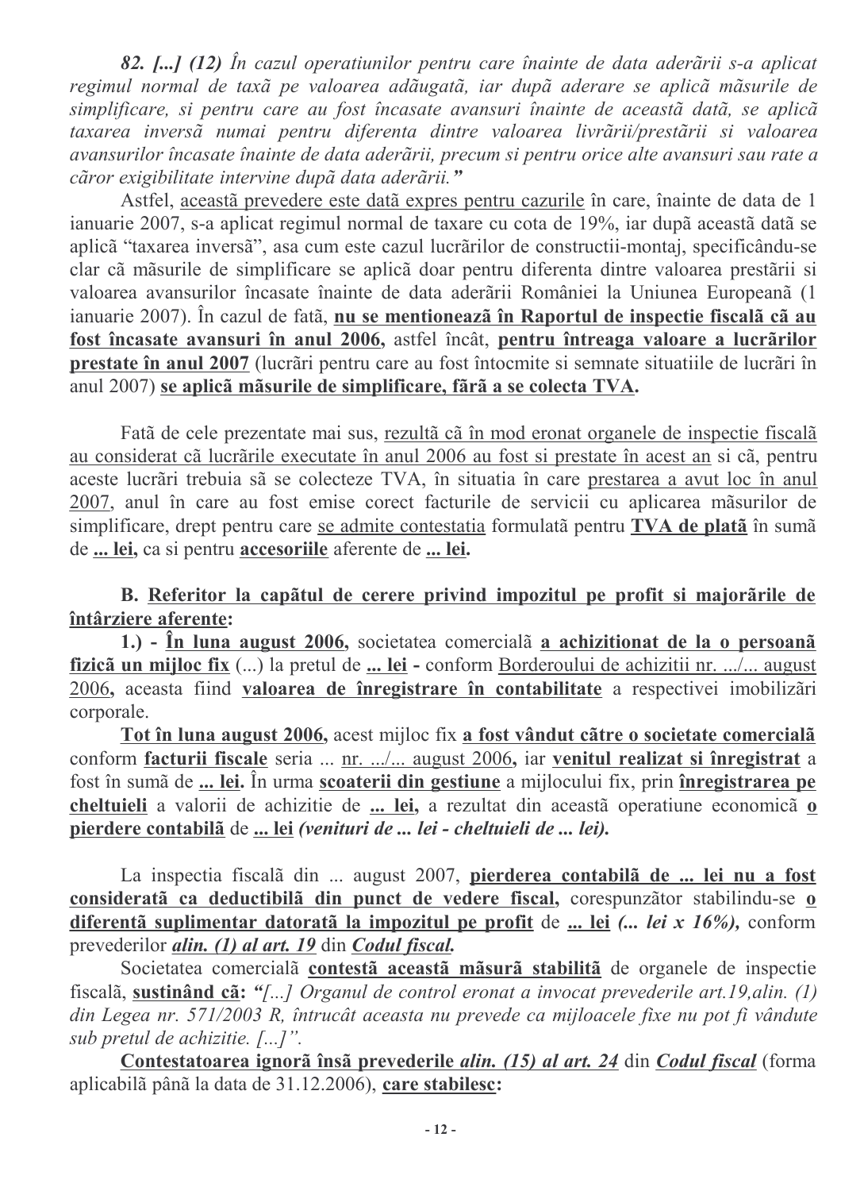*82. [...] (12) În cazul operatiunilor pentru care înainte de data aderãrii s-a aplicat regimul normal de taxã pe valoarea adãugatã, iar dupã aderare se aplicã mãsurile de simplificare, si pentru care au fost încasate avansuri înainte de aceastã datã, se aplicã taxarea inversã numai pentru diferenta dintre valoarea livrãrii/prestãrii si valoarea avansurilor încasate înainte de data aderãrii, precum si pentru orice alte avansuri sau rate a cãror exigibilitate intervine dupã data aderãrii."*

Astfel, aceastã prevedere este datã expres pentru cazurile în care, înainte de data de 1 ianuarie 2007, s-a aplicat regimul normal de taxare cu cota de 19%, iar dupã aceastã datã se aplicã "taxarea inversã", asa cum este cazul lucrãrilor de constructii-montaj, specificându-se clar cã mãsurile de simplificare se aplicã doar pentru diferenta dintre valoarea prestãrii si valoarea avansurilor încasate înainte de data aderãrii României la Uniunea Europeanã (1 ianuarie 2007). În cazul de fatã, **nu se mentioneazã în Raportul de inspectie fiscalã cã au fost încasate avansuri în anul 2006,** astfel încât, **pentru întreaga valoare a lucrãrilor prestate în anul 2007** (lucrãri pentru care au fost întocmite si semnate situatiile de lucrãri în anul 2007) **se aplicã mãsurile de simplificare, fãrã a se colecta TVA.**

Fatã de cele prezentate mai sus, rezultã cã în mod eronat organele de inspectie fiscalã au considerat cã lucrãrile executate în anul 2006 au fost si prestate în acest an si cã, pentru aceste lucrãri trebuia sã se colecteze TVA, în situatia în care prestarea a avut loc în anul 2007, anul în care au fost emise corect facturile de servicii cu aplicarea mãsurilor de simplificare, drept pentru care se admite contestatia formulatã pentru **TVA de platã** în sumã de **... lei,** ca si pentru **accesoriile** aferente de **... lei.**

**B. Referitor la capãtul de cerere privind impozitul pe profit si majorãrile de întârziere aferente:**

**1.) - În luna august 2006,** societatea comercialã **a achizitionat de la o persoanã fizicã un mijloc fix** (...) la pretul de **... lei -** conform Borderoului de achizitii nr. .../... august 2006**,** aceasta fiind **valoarea de înregistrare în contabilitate** a respectivei imobilizãri corporale.

**Tot în luna august 2006,** acest mijloc fix **a fost vândut cãtre o societate comercialã** conform **facturii fiscale** seria ... nr. .../... august 2006**,** iar **venitul realizat si înregistrat** a fost în sumã de **... lei.** În urma **scoaterii din gestiune** a mijlocului fix, prin **înregistrarea pe cheltuieli** a valorii de achizitie de **... lei,** a rezultat din aceastã operatiune economicã **o pierdere contabilã** de **... lei** ***(venituri de ... lei - cheltuieli de ... lei).***

La inspectia fiscalã din ... august 2007, **pierderea contabilã de ... lei nu a fost consideratã ca deductibilã din punct de vedere fiscal,** corespunzãtor stabilindu-se **o diferentã suplimentar datoratã la impozitul pe profit** de **... lei** ***(... lei x 16%),*** conform prevederilor ***alin. (1) al art. 19*** din ***Codul fiscal.***

Societatea comercialã **contestã aceastã mãsurã stabilitã** de organele de inspectie fiscalã, **sustinând cã:** *"[...] Organul de control eronat a invocat prevederile art.19,alin. (1) din Legea nr. 571/2003 R, întrucât aceasta nu prevede ca mijloacele fixe nu pot fi vândute sub pretul de achizitie. [...]".*

**Contestatoarea ignorã însã prevederile** ***alin. (15) al art. 24*** din ***Codul fiscal*** (forma aplicabilã pânã la data de 31.12.2006), **care stabilesc:**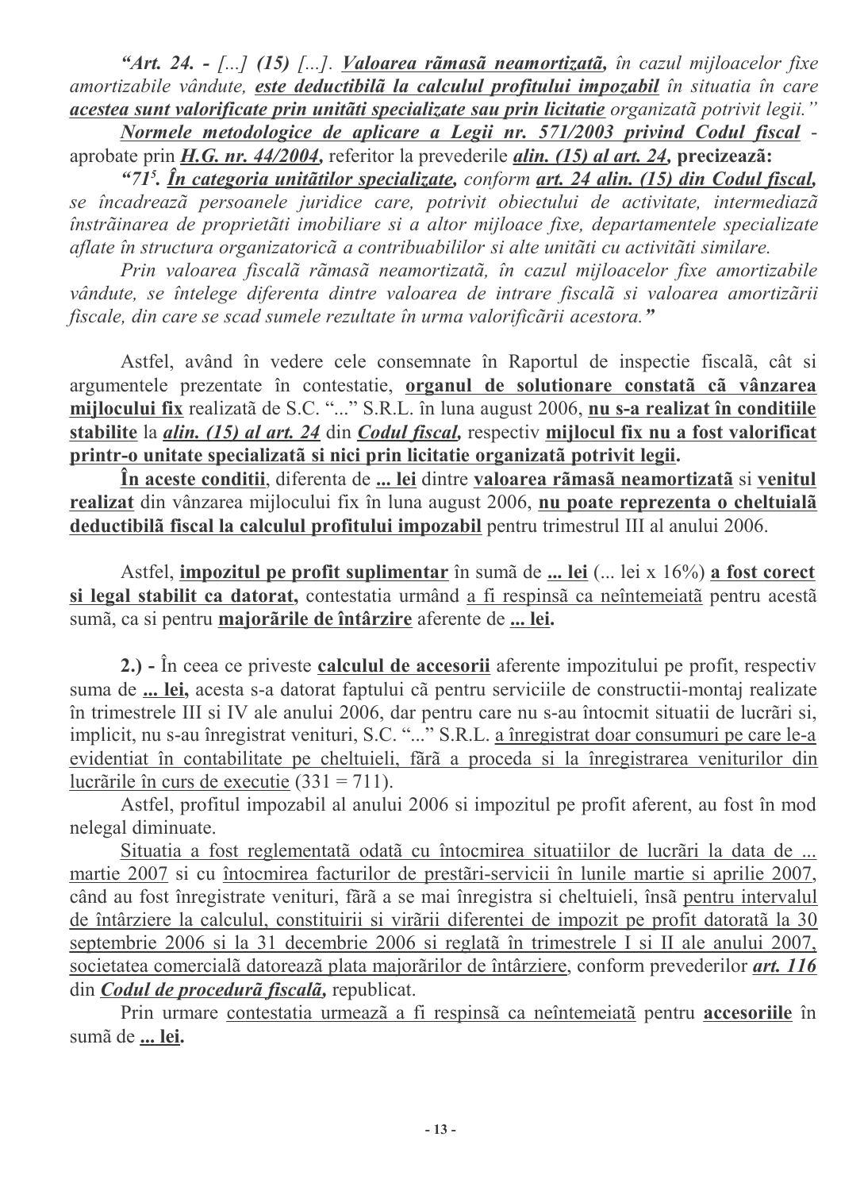*"Art. 24. - [...] (15) [...]. **<u>Valoarea rãmasã neamortizatã,</u>** în cazul mijloacelor fixe amortizabile vândute, **<u>este deductibilã la calculul profitului impozabil</u>** în situatia în care **<u>acestea sunt valorificate prin unitãti specializate sau prin licitatie</u>** organizatã potrivit legii."*

***<u>Normele metodologice de aplicare a Legii nr. 571/2003 privind Codul fiscal</u>*** - aprobate prin ***<u>H.G. nr. 44/2004,</u>*** referitor la prevederile ***<u>alin. (15) al art. 24,</u>*** **precizeazã:**

*"71[5]. **<u>În categoria unitãtilor specializate,</u>** conform **<u>art. 24 alin. (15) din Codul fiscal,</u>** se încadreazã persoanele juridice care, potrivit obiectului de activitate, intermediazã înstrãinarea de proprietãti imobiliare si a altor mijloace fixe, departamentele specializate aflate în structura organizatoricã a contribuabililor si alte unitãti cu activitãti similare.*

*Prin valoarea fiscalã rãmasã neamortizatã, în cazul mijloacelor fixe amortizabile vândute, se întelege diferenta dintre valoarea de intrare fiscalã si valoarea amortizãrii fiscale, din care se scad sumele rezultate în urma valorificãrii acestora."*

Astfel, având în vedere cele consemnate în Raportul de inspectie fiscalã, cât si argumentele prezentate în contestatie, **<u>organul de solutionare constatã cã vânzarea mijlocului fix</u>** realizatã de S.C. "..." S.R.L. în luna august 2006, **<u>nu s-a realizat în conditiile stabilite</u>** la ***<u>alin. (15) al art. 24</u>*** din ***<u>Codul fiscal,</u>*** respectiv **<u>mijlocul fix nu a fost valorificat printr-o unitate specializatã si nici prin licitatie organizatã potrivit legii.</u>**

**<u>În aceste conditii</u>**, diferenta de **<u>... lei</u>** dintre **<u>valoarea rãmasã neamortizatã</u>** si **<u>venitul realizat</u>** din vânzarea mijlocului fix în luna august 2006, **<u>nu poate reprezenta o cheltuialã deductibilã fiscal la calculul profitului impozabil</u>** pentru trimestrul III al anului 2006.

Astfel, **<u>impozitul pe profit suplimentar</u>** în sumã de **<u>... lei</u>** (... lei x 16%) **<u>a fost corect si legal stabilit ca datorat,</u>** contestatia urmând <u>a fi respinsã ca neîntemeiatã</u> pentru acestã sumã, ca si pentru **<u>majorãrile de întârzire</u>** aferente de **<u>... lei.</u>**

**2.) -** În ceea ce priveste **<u>calculul de accesorii</u>** aferente impozitului pe profit, respectiv suma de **<u>... lei,</u>** acesta s-a datorat faptului cã pentru serviciile de constructii-montaj realizate în trimestrele III si IV ale anului 2006, dar pentru care nu s-au întocmit situatii de lucrãri si, implicit, nu s-au înregistrat venituri, S.C. "..." S.R.L. <u>a înregistrat doar consumuri pe care le-a evidentiat în contabilitate pe cheltuieli, fãrã a proceda si la înregistrarea veniturilor din lucrãrile în curs de executie</u> (331 = 711).

Astfel, profitul impozabil al anului 2006 si impozitul pe profit aferent, au fost în mod nelegal diminuate.

<u>Situatia a fost reglementatã odatã cu întocmirea situatiilor de lucrãri la data de ... martie 2007</u> si cu <u>întocmirea facturilor de prestãri-servicii în lunile martie si aprilie 2007,</u> când au fost înregistrate venituri, fãrã a se mai înregistra si cheltuieli, însã <u>pentru intervalul de întârziere la calculul, constituirii si virãrii diferentei de impozit pe profit datoratã la 30 septembrie 2006 si la 31 decembrie 2006 si reglatã în trimestrele I si II ale anului 2007, societatea comercialã datoreazã plata majorãrilor de întârziere</u>, conform prevederilor ***<u>art. 116</u>*** din ***<u>Codul de procedurã fiscalã,</u>*** republicat.

Prin urmare <u>contestatia urmeazã a fi respinsã ca neîntemeiatã</u> pentru **<u>accesoriile</u>** în sumã de **<u>... lei.</u>**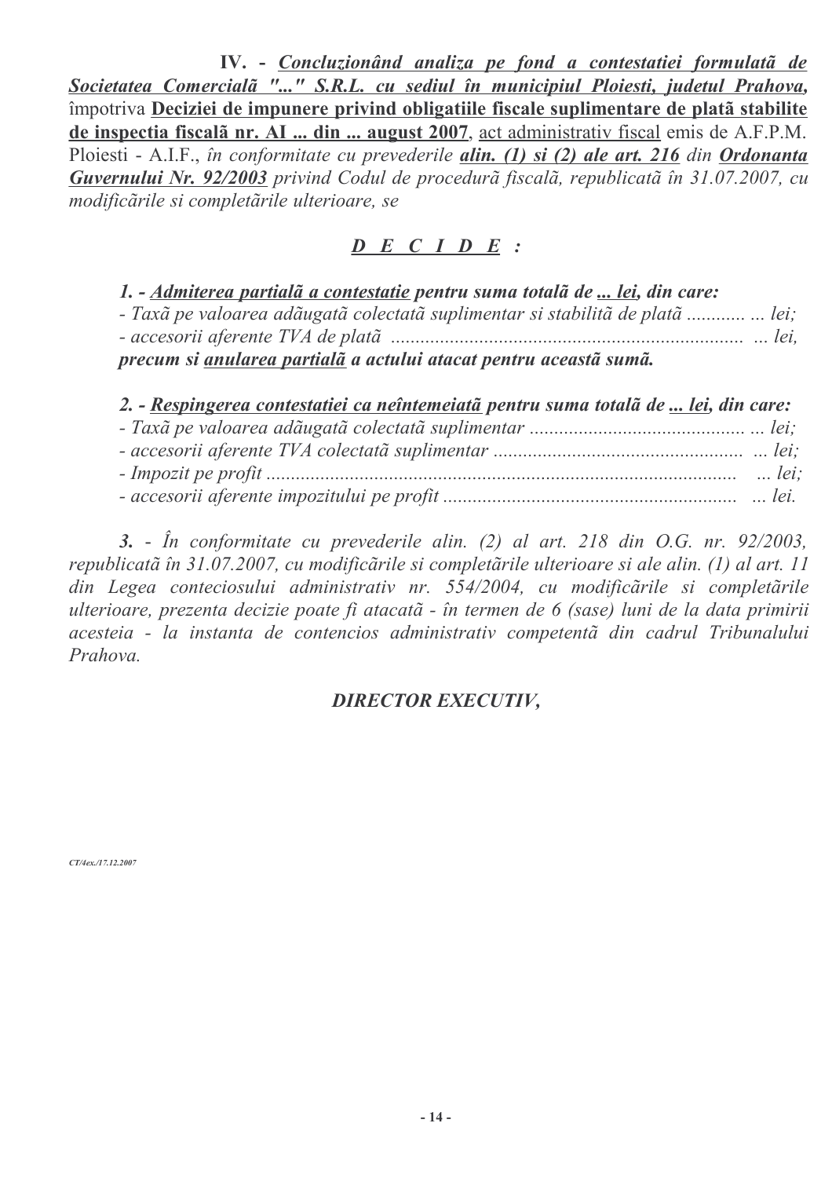**IV. -** ***Concluzionând analiza pe fond a contestatiei formulatã de Societatea Comercialã "..." S.R.L. cu sediul în municipiul Ploiesti, judetul Prahova,*** împotriva **Deciziei de impunere privind obligatiile fiscale suplimentare de platã stabilite de inspectia fiscalã nr. AI ... din ... august 2007**, act administrativ fiscal emis de A.F.P.M. Ploiesti - A.I.F., *în conformitate cu prevederile* ***alin. (1) si (2) ale art. 216*** *din* ***Ordonanta Guvernului Nr. 92/2003*** *privind Codul de procedurã fiscalã, republicatã în 31.07.2007, cu modificãrile si completãrile ulterioare, se*

***D E C I D E :***

***1. - Admiterea partialã a contestatie pentru suma totalã de ... lei, din care:***

*- Taxã pe valoarea adãugatã colectatã suplimentar si stabilitã de platã ............ ... lei;*
*- accesorii aferente TVA de platã ........................................................................ ... lei,*
***precum si anularea partialã a actului atacat pentru aceastã sumã.***

***2. - Respingerea contestatiei ca neîntemeiatã pentru suma totalã de ... lei, din care:***

*- Taxã pe valoarea adãugatã colectatã suplimentar ............................................ ... lei;*
*- accesorii aferente TVA colectatã suplimentar ................................................... ... lei;*
*- Impozit pe profit ............................................................................................... ... lei;*
*- accesorii aferente impozitului pe profit ........................................................... ... lei.*

***3. -*** *În conformitate cu prevederile alin. (2) al art. 218 din O.G. nr. 92/2003, republicatã în 31.07.2007, cu modificãrile si completãrile ulterioare si ale alin. (1) al art. 11 din Legea conteciosului administrativ nr. 554/2004, cu modificãrile si completãrile ulterioare, prezenta decizie poate fi atacatã - în termen de 6 (sase) luni de la data primirii acesteia - la instanta de contencios administrativ competentã din cadrul Tribunalului Prahova.*

***DIRECTOR EXECUTIV,***

*CT/4ex./17.12.2007*